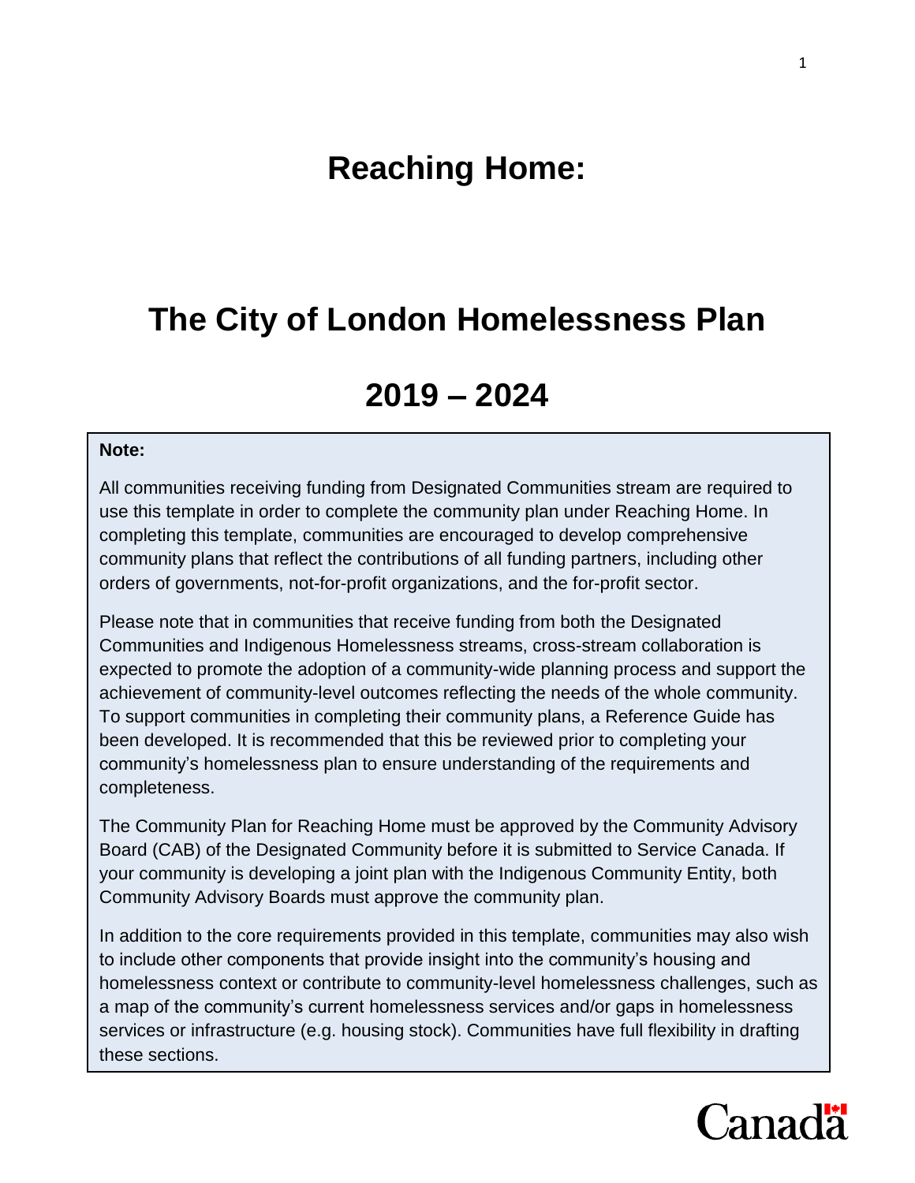# Reaching Home:

# The City of London Homelessness Plan

# 2019 – 2024

**Note:**

All communities receiving funding from Designated Communities stream are required to use this template in order to complete the community plan under Reaching Home. In completing this template, communities are encouraged to develop comprehensive community plans that reflect the contributions of all funding partners, including other orders of governments, not-for-profit organizations, and the for-profit sector.

Please note that in communities that receive funding from both the Designated Communities and Indigenous Homelessness streams, cross-stream collaboration is expected to promote the adoption of a community-wide planning process and support the achievement of community-level outcomes reflecting the needs of the whole community. To support communities in completing their community plans, a Reference Guide has been developed. It is recommended that this be reviewed prior to completing your community's homelessness plan to ensure understanding of the requirements and completeness.

The Community Plan for Reaching Home must be approved by the Community Advisory Board (CAB) of the Designated Community before it is submitted to Service Canada. If your community is developing a joint plan with the Indigenous Community Entity, both Community Advisory Boards must approve the community plan.

In addition to the core requirements provided in this template, communities may also wish to include other components that provide insight into the community's housing and homelessness context or contribute to community-level homelessness challenges, such as a map of the community's current homelessness services and/or gaps in homelessness services or infrastructure (e.g. housing stock). Communities have full flexibility in drafting these sections.

Canada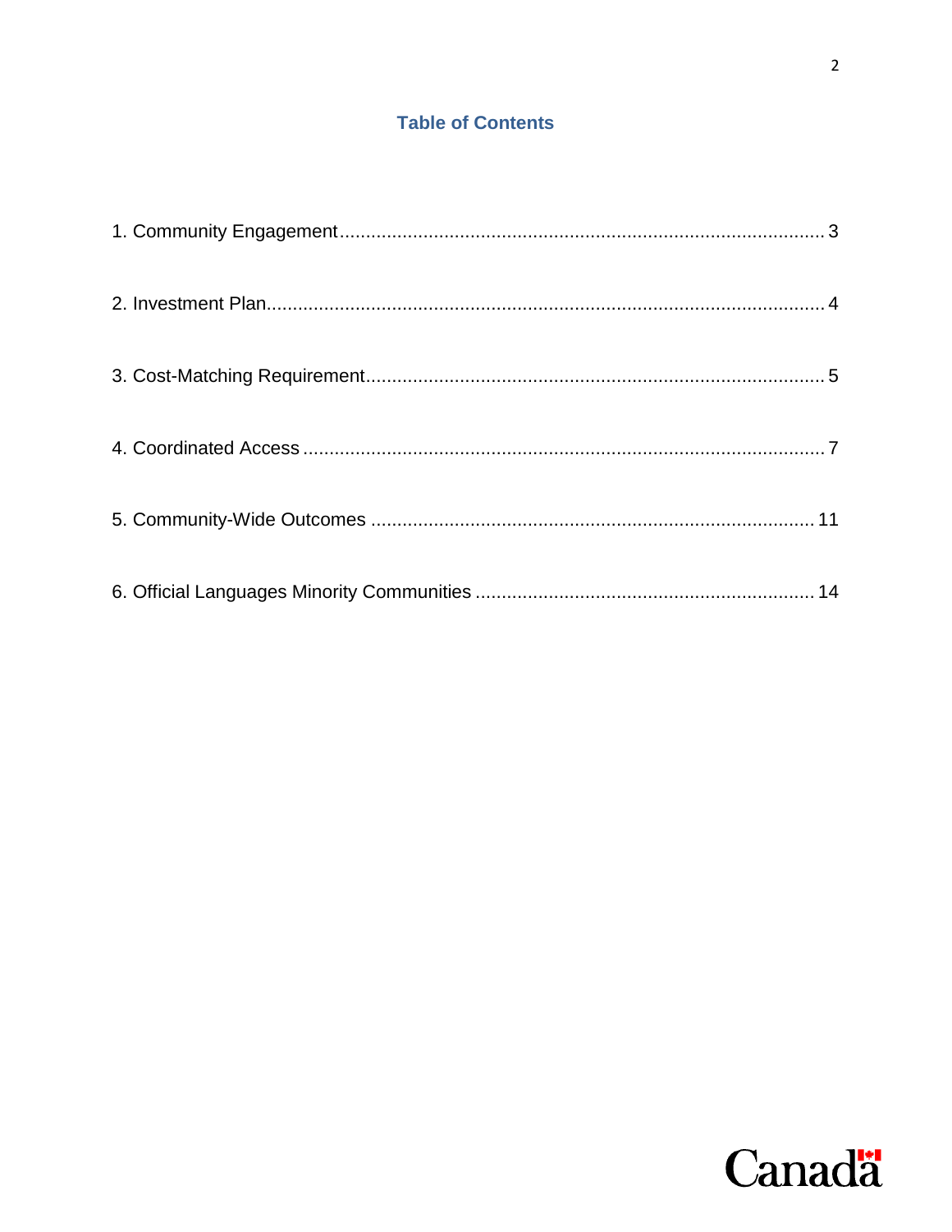## Table of Contents

1. Community Engagement.......................................................................................... 3

2. Investment Plan........................................................................................................ 4

3. Cost-Matching Requirement..................................................................................... 5

4. Coordinated Access ................................................................................................. 7

5. Community-Wide Outcomes .................................................................................. 11

6. Official Languages Minority Communities ............................................................. 14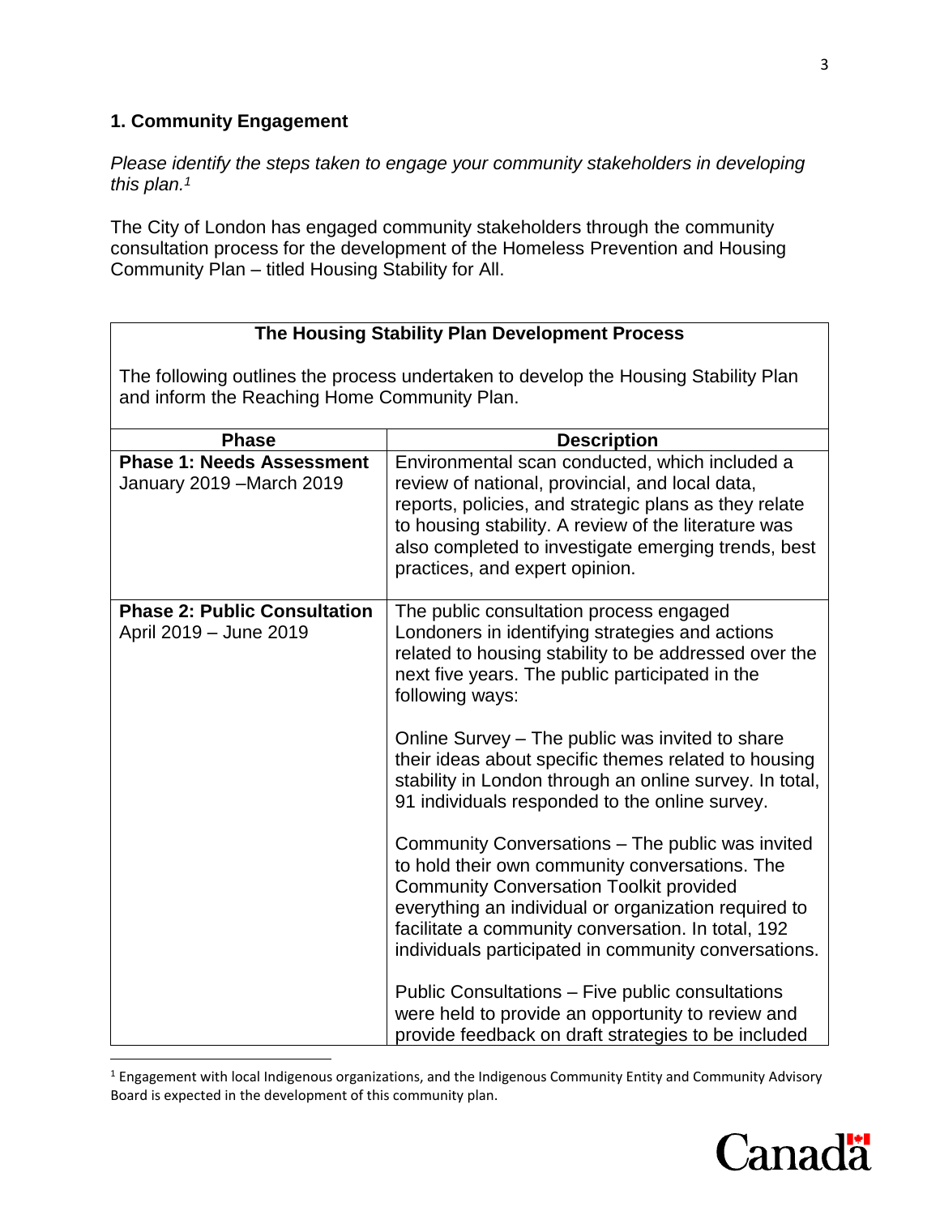## 1. Community Engagement

*Please identify the steps taken to engage your community stakeholders in developing this plan.*[1]

The City of London has engaged community stakeholders through the community consultation process for the development of the Homeless Prevention and Housing Community Plan – titled Housing Stability for All.

**The Housing Stability Plan Development Process**

The following outlines the process undertaken to develop the Housing Stability Plan and inform the Reaching Home Community Plan.

| Phase | Description |
|---|---|
| **Phase 1: Needs Assessment** January 2019 –March 2019 | Environmental scan conducted, which included a review of national, provincial, and local data, reports, policies, and strategic plans as they relate to housing stability. A review of the literature was also completed to investigate emerging trends, best practices, and expert opinion. |
| **Phase 2: Public Consultation** April 2019 – June 2019 | The public consultation process engaged Londoners in identifying strategies and actions related to housing stability to be addressed over the next five years. The public participated in the following ways:<br><br>Online Survey – The public was invited to share their ideas about specific themes related to housing stability in London through an online survey. In total, 91 individuals responded to the online survey.<br><br>Community Conversations – The public was invited to hold their own community conversations. The Community Conversation Toolkit provided everything an individual or organization required to facilitate a community conversation. In total, 192 individuals participated in community conversations.<br><br>Public Consultations – Five public consultations were held to provide an opportunity to review and provide feedback on draft strategies to be included |

[1] Engagement with local Indigenous organizations, and the Indigenous Community Entity and Community Advisory Board is expected in the development of this community plan.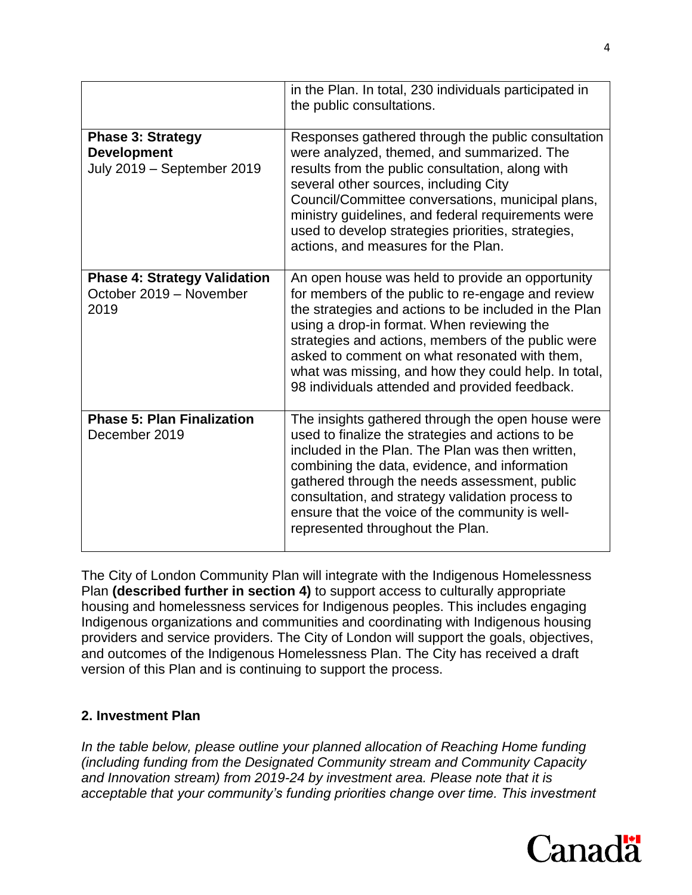|  |  |
|---|---|
|  | in the Plan. In total, 230 individuals participated in the public consultations. |
| **Phase 3: Strategy Development** July 2019 – September 2019 | Responses gathered through the public consultation were analyzed, themed, and summarized. The results from the public consultation, along with several other sources, including City Council/Committee conversations, municipal plans, ministry guidelines, and federal requirements were used to develop strategies priorities, strategies, actions, and measures for the Plan. |
| **Phase 4: Strategy Validation** October 2019 – November 2019 | An open house was held to provide an opportunity for members of the public to re-engage and review the strategies and actions to be included in the Plan using a drop-in format. When reviewing the strategies and actions, members of the public were asked to comment on what resonated with them, what was missing, and how they could help. In total, 98 individuals attended and provided feedback. |
| **Phase 5: Plan Finalization** December 2019 | The insights gathered through the open house were used to finalize the strategies and actions to be included in the Plan. The Plan was then written, combining the data, evidence, and information gathered through the needs assessment, public consultation, and strategy validation process to ensure that the voice of the community is well-represented throughout the Plan. |

The City of London Community Plan will integrate with the Indigenous Homelessness Plan **(described further in section 4)** to support access to culturally appropriate housing and homelessness services for Indigenous peoples. This includes engaging Indigenous organizations and communities and coordinating with Indigenous housing providers and service providers. The City of London will support the goals, objectives, and outcomes of the Indigenous Homelessness Plan. The City has received a draft version of this Plan and is continuing to support the process.

## 2. Investment Plan

*In the table below, please outline your planned allocation of Reaching Home funding (including funding from the Designated Community stream and Community Capacity and Innovation stream) from 2019-24 by investment area. Please note that it is acceptable that your community's funding priorities change over time. This investment*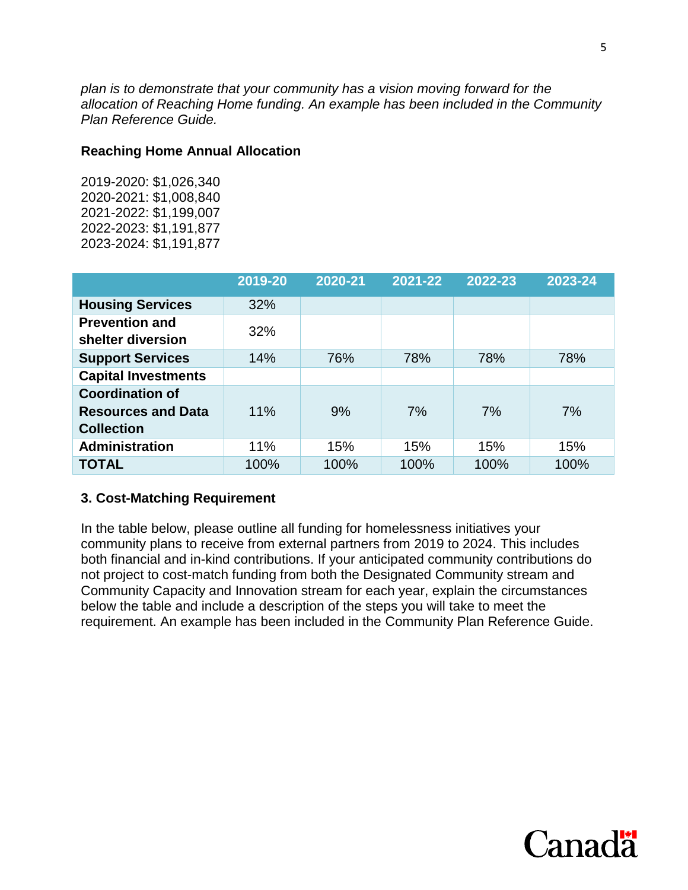*plan is to demonstrate that your community has a vision moving forward for the allocation of Reaching Home funding. An example has been included in the Community Plan Reference Guide.*

**Reaching Home Annual Allocation**

2019-2020: $1,026,340
2020-2021: $1,008,840
2021-2022: $1,199,007
2022-2023: $1,191,877
2023-2024: $1,191,877

| | 2019-20 | 2020-21 | 2021-22 | 2022-23 | 2023-24 |
|---|---|---|---|---|---|
| **Housing Services** | 32% | | | | |
| **Prevention and shelter diversion** | 32% | | | | |
| **Support Services** | 14% | 76% | 78% | 78% | 78% |
| **Capital Investments** | | | | | |
| **Coordination of Resources and Data Collection** | 11% | 9% | 7% | 7% | 7% |
| **Administration** | 11% | 15% | 15% | 15% | 15% |
| **TOTAL** | 100% | 100% | 100% | 100% | 100% |

### 3. Cost-Matching Requirement

In the table below, please outline all funding for homelessness initiatives your community plans to receive from external partners from 2019 to 2024. This includes both financial and in-kind contributions. If your anticipated community contributions do not project to cost-match funding from both the Designated Community stream and Community Capacity and Innovation stream for each year, explain the circumstances below the table and include a description of the steps you will take to meet the requirement. An example has been included in the Community Plan Reference Guide.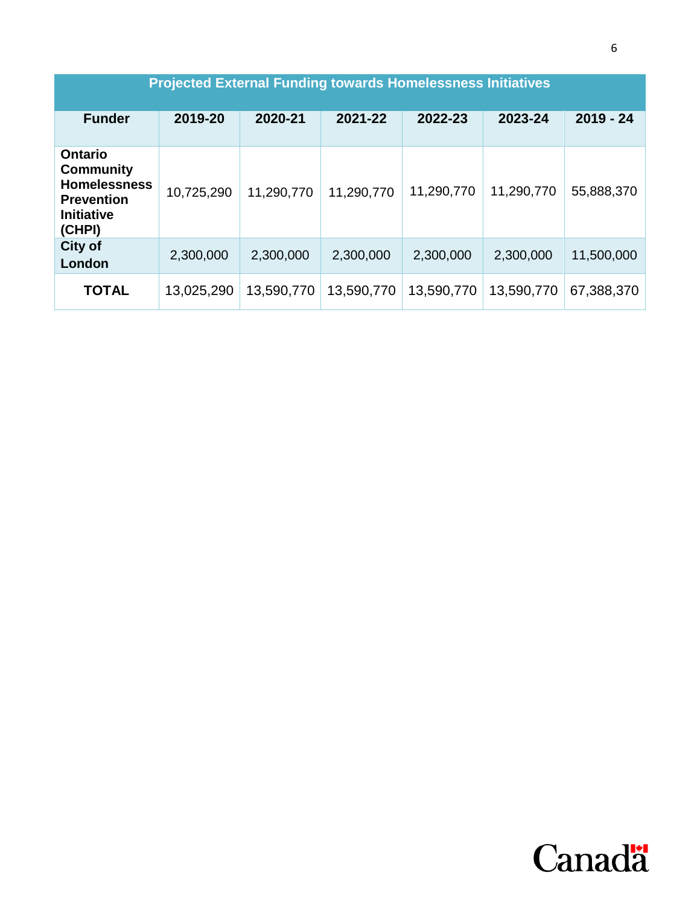| Projected External Funding towards Homelessness Initiatives | | | | | | |
|---|---|---|---|---|---|---|
| **Funder** | **2019-20** | **2020-21** | **2021-22** | **2022-23** | **2023-24** | **2019 - 24** |
| **Ontario Community Homelessness Prevention Initiative (CHPI)** | 10,725,290 | 11,290,770 | 11,290,770 | 11,290,770 | 11,290,770 | 55,888,370 |
| **City of London** | 2,300,000 | 2,300,000 | 2,300,000 | 2,300,000 | 2,300,000 | 11,500,000 |
| **TOTAL** | 13,025,290 | 13,590,770 | 13,590,770 | 13,590,770 | 13,590,770 | 67,388,370 |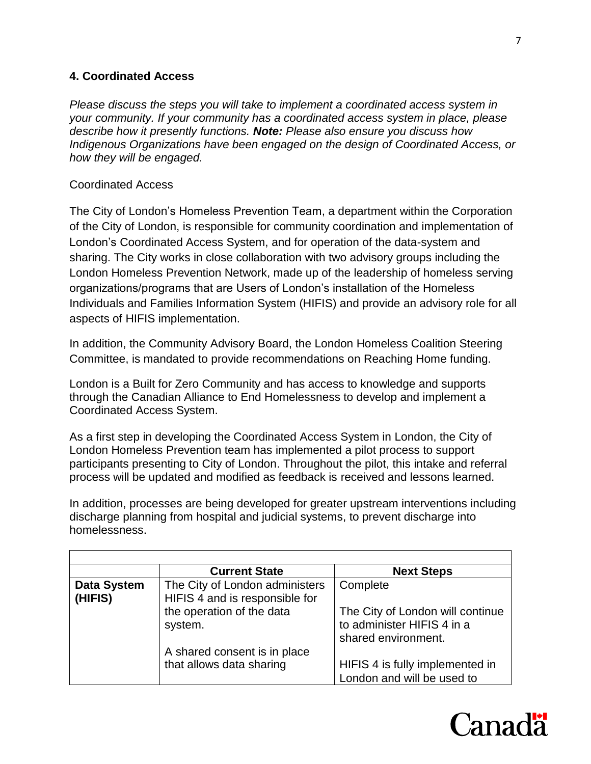## 4. Coordinated Access

*Please discuss the steps you will take to implement a coordinated access system in your community. If your community has a coordinated access system in place, please describe how it presently functions.* ***Note:*** *Please also ensure you discuss how Indigenous Organizations have been engaged on the design of Coordinated Access, or how they will be engaged.*

Coordinated Access

The City of London's Homeless Prevention Team, a department within the Corporation of the City of London, is responsible for community coordination and implementation of London's Coordinated Access System, and for operation of the data-system and sharing. The City works in close collaboration with two advisory groups including the London Homeless Prevention Network, made up of the leadership of homeless serving organizations/programs that are Users of London's installation of the Homeless Individuals and Families Information System (HIFIS) and provide an advisory role for all aspects of HIFIS implementation.

In addition, the Community Advisory Board, the London Homeless Coalition Steering Committee, is mandated to provide recommendations on Reaching Home funding.

London is a Built for Zero Community and has access to knowledge and supports through the Canadian Alliance to End Homelessness to develop and implement a Coordinated Access System.

As a first step in developing the Coordinated Access System in London, the City of London Homeless Prevention team has implemented a pilot process to support participants presenting to City of London. Throughout the pilot, this intake and referral process will be updated and modified as feedback is received and lessons learned.

In addition, processes are being developed for greater upstream interventions including discharge planning from hospital and judicial systems, to prevent discharge into homelessness.

| | **Current State** | **Next Steps** |
|---|---|---|
| **Data System (HIFIS)** | The City of London administers HIFIS 4 and is responsible for the operation of the data system.<br><br>A shared consent is in place that allows data sharing | Complete<br><br>The City of London will continue to administer HIFIS 4 in a shared environment.<br><br>HIFIS 4 is fully implemented in London and will be used to |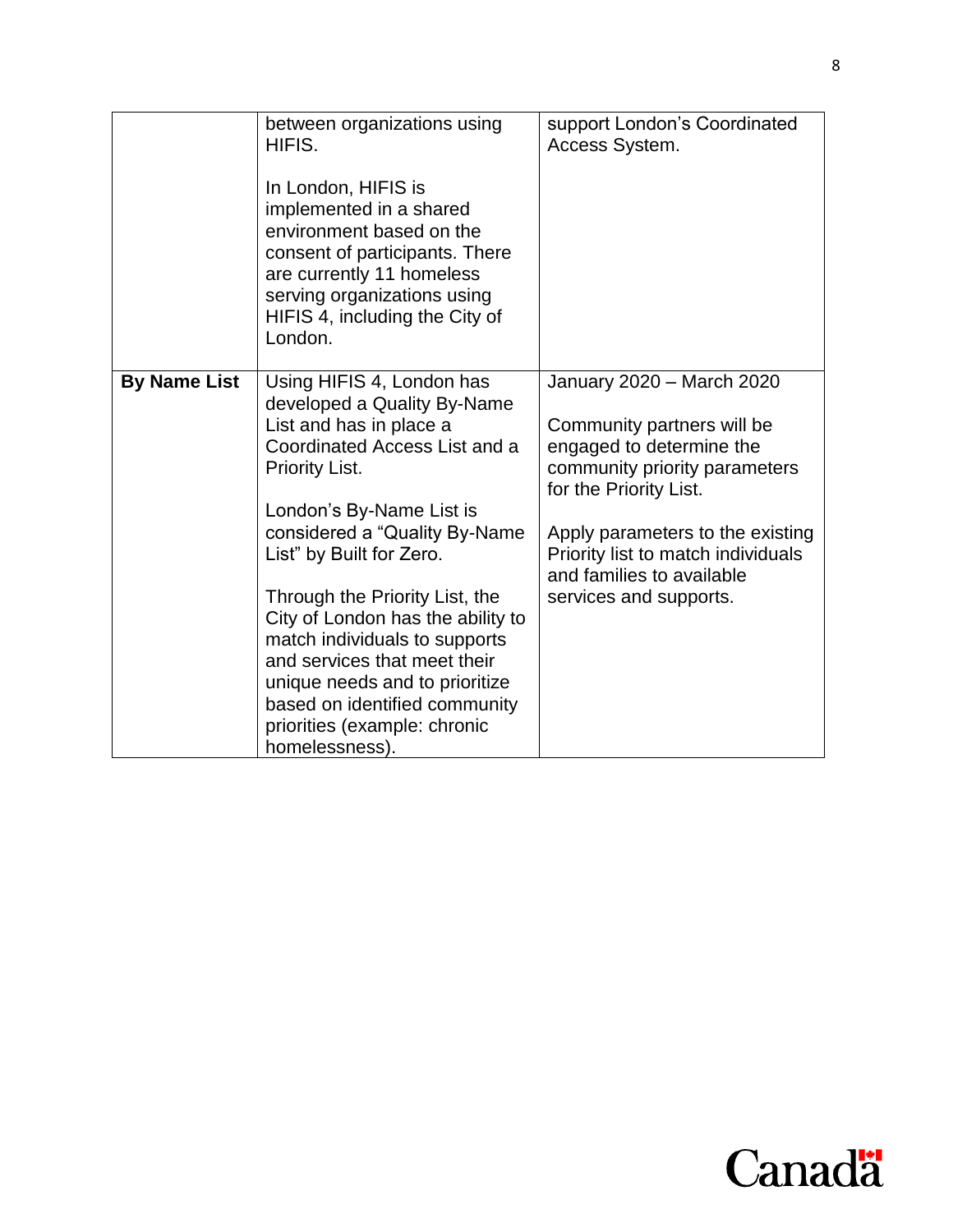| | | |
|---|---|---|
| | between organizations using HIFIS.<br><br>In London, HIFIS is implemented in a shared environment based on the consent of participants. There are currently 11 homeless serving organizations using HIFIS 4, including the City of London. | support London's Coordinated Access System. |
| **By Name List** | Using HIFIS 4, London has developed a Quality By-Name List and has in place a Coordinated Access List and a Priority List.<br><br>London's By-Name List is considered a "Quality By-Name List" by Built for Zero.<br><br>Through the Priority List, the City of London has the ability to match individuals to supports and services that meet their unique needs and to prioritize based on identified community priorities (example: chronic homelessness). | January 2020 – March 2020<br><br>Community partners will be engaged to determine the community priority parameters for the Priority List.<br><br>Apply parameters to the existing Priority list to match individuals and families to available services and supports. |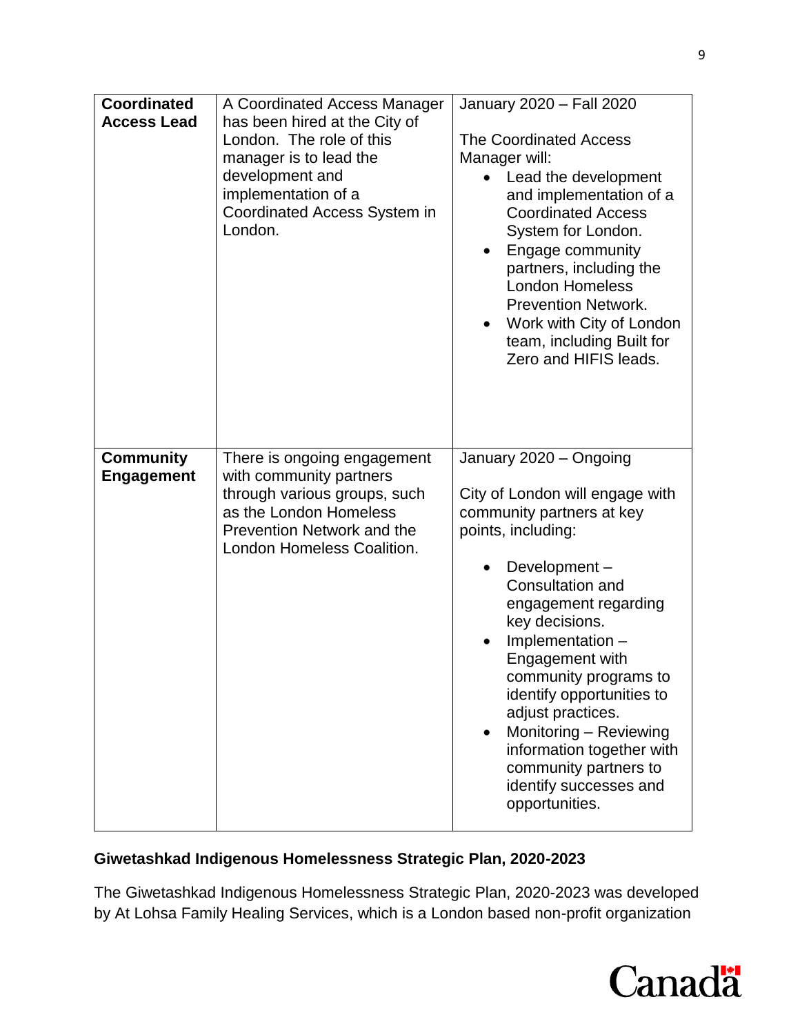| | | |
|---|---|---|
| **Coordinated Access Lead** | A Coordinated Access Manager has been hired at the City of London. The role of this manager is to lead the development and implementation of a Coordinated Access System in London. | January 2020 – Fall 2020<br><br>The Coordinated Access Manager will:<br>• Lead the development and implementation of a Coordinated Access System for London.<br>• Engage community partners, including the London Homeless Prevention Network.<br>• Work with City of London team, including Built for Zero and HIFIS leads. |
| **Community Engagement** | There is ongoing engagement with community partners through various groups, such as the London Homeless Prevention Network and the London Homeless Coalition. | January 2020 – Ongoing<br><br>City of London will engage with community partners at key points, including:<br>• Development – Consultation and engagement regarding key decisions.<br>• Implementation – Engagement with community programs to identify opportunities to adjust practices.<br>• Monitoring – Reviewing information together with community partners to identify successes and opportunities. |

**Giwetashkad Indigenous Homelessness Strategic Plan, 2020-2023**

The Giwetashkad Indigenous Homelessness Strategic Plan, 2020-2023 was developed by At Lohsa Family Healing Services, which is a London based non-profit organization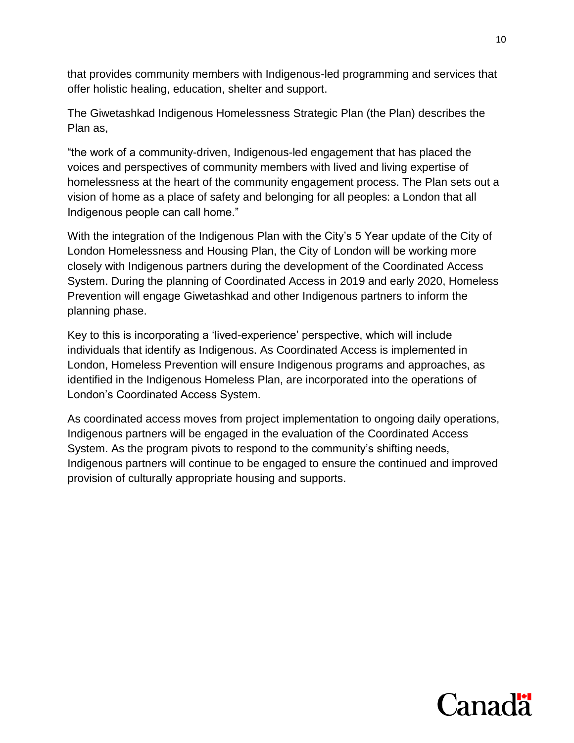that provides community members with Indigenous-led programming and services that offer holistic healing, education, shelter and support.

The Giwetashkad Indigenous Homelessness Strategic Plan (the Plan) describes the Plan as,

“the work of a community-driven, Indigenous-led engagement that has placed the voices and perspectives of community members with lived and living expertise of homelessness at the heart of the community engagement process. The Plan sets out a vision of home as a place of safety and belonging for all peoples: a London that all Indigenous people can call home.”

With the integration of the Indigenous Plan with the City’s 5 Year update of the City of London Homelessness and Housing Plan, the City of London will be working more closely with Indigenous partners during the development of the Coordinated Access System. During the planning of Coordinated Access in 2019 and early 2020, Homeless Prevention will engage Giwetashkad and other Indigenous partners to inform the planning phase.

Key to this is incorporating a ‘lived-experience’ perspective, which will include individuals that identify as Indigenous. As Coordinated Access is implemented in London, Homeless Prevention will ensure Indigenous programs and approaches, as identified in the Indigenous Homeless Plan, are incorporated into the operations of London’s Coordinated Access System.

As coordinated access moves from project implementation to ongoing daily operations, Indigenous partners will be engaged in the evaluation of the Coordinated Access System. As the program pivots to respond to the community’s shifting needs, Indigenous partners will continue to be engaged to ensure the continued and improved provision of culturally appropriate housing and supports.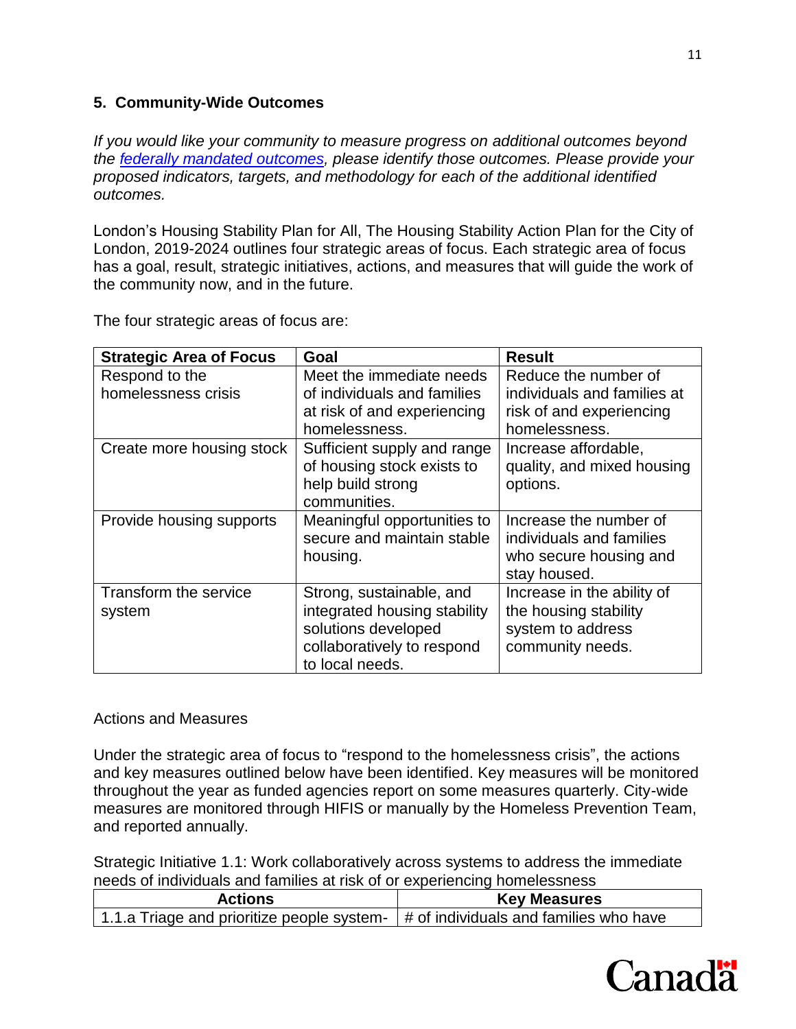## 5. Community-Wide Outcomes

*If you would like your community to measure progress on additional outcomes beyond the [federally mandated outcomes](), please identify those outcomes. Please provide your proposed indicators, targets, and methodology for each of the additional identified outcomes.*

London's Housing Stability Plan for All, The Housing Stability Action Plan for the City of London, 2019-2024 outlines four strategic areas of focus. Each strategic area of focus has a goal, result, strategic initiatives, actions, and measures that will guide the work of the community now, and in the future.

The four strategic areas of focus are:

| Strategic Area of Focus | Goal | Result |
|---|---|---|
| Respond to the homelessness crisis | Meet the immediate needs of individuals and families at risk of and experiencing homelessness. | Reduce the number of individuals and families at risk of and experiencing homelessness. |
| Create more housing stock | Sufficient supply and range of housing stock exists to help build strong communities. | Increase affordable, quality, and mixed housing options. |
| Provide housing supports | Meaningful opportunities to secure and maintain stable housing. | Increase the number of individuals and families who secure housing and stay housed. |
| Transform the service system | Strong, sustainable, and integrated housing stability solutions developed collaboratively to respond to local needs. | Increase in the ability of the housing stability system to address community needs. |

Actions and Measures

Under the strategic area of focus to "respond to the homelessness crisis", the actions and key measures outlined below have been identified. Key measures will be monitored throughout the year as funded agencies report on some measures quarterly. City-wide measures are monitored through HIFIS or manually by the Homeless Prevention Team, and reported annually.

Strategic Initiative 1.1: Work collaboratively across systems to address the immediate needs of individuals and families at risk of or experiencing homelessness

| Actions | Key Measures |
|---|---|
| 1.1.a Triage and prioritize people system- | # of individuals and families who have |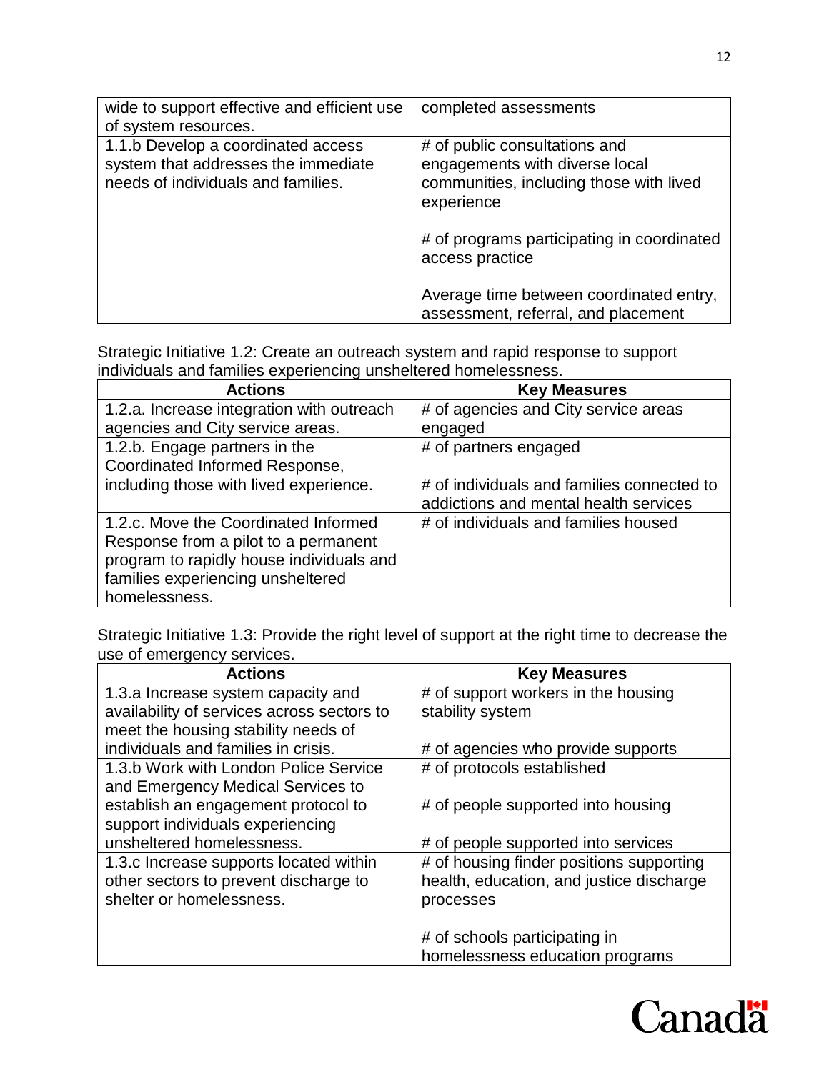| | |
|---|---|
| wide to support effective and efficient use of system resources. | completed assessments |
| 1.1.b Develop a coordinated access system that addresses the immediate needs of individuals and families. | # of public consultations and engagements with diverse local communities, including those with lived experience<br><br># of programs participating in coordinated access practice<br><br>Average time between coordinated entry, assessment, referral, and placement |

Strategic Initiative 1.2: Create an outreach system and rapid response to support individuals and families experiencing unsheltered homelessness.

| Actions | Key Measures |
|---|---|
| 1.2.a. Increase integration with outreach agencies and City service areas. | # of agencies and City service areas engaged |
| 1.2.b. Engage partners in the Coordinated Informed Response, including those with lived experience. | # of partners engaged<br><br># of individuals and families connected to addictions and mental health services |
| 1.2.c. Move the Coordinated Informed Response from a pilot to a permanent program to rapidly house individuals and families experiencing unsheltered homelessness. | # of individuals and families housed |

Strategic Initiative 1.3: Provide the right level of support at the right time to decrease the use of emergency services.

| Actions | Key Measures |
|---|---|
| 1.3.a Increase system capacity and availability of services across sectors to meet the housing stability needs of individuals and families in crisis. | # of support workers in the housing stability system<br><br># of agencies who provide supports |
| 1.3.b Work with London Police Service and Emergency Medical Services to establish an engagement protocol to support individuals experiencing unsheltered homelessness. | # of protocols established<br><br># of people supported into housing<br><br># of people supported into services |
| 1.3.c Increase supports located within other sectors to prevent discharge to shelter or homelessness. | # of housing finder positions supporting health, education, and justice discharge processes<br><br># of schools participating in homelessness education programs |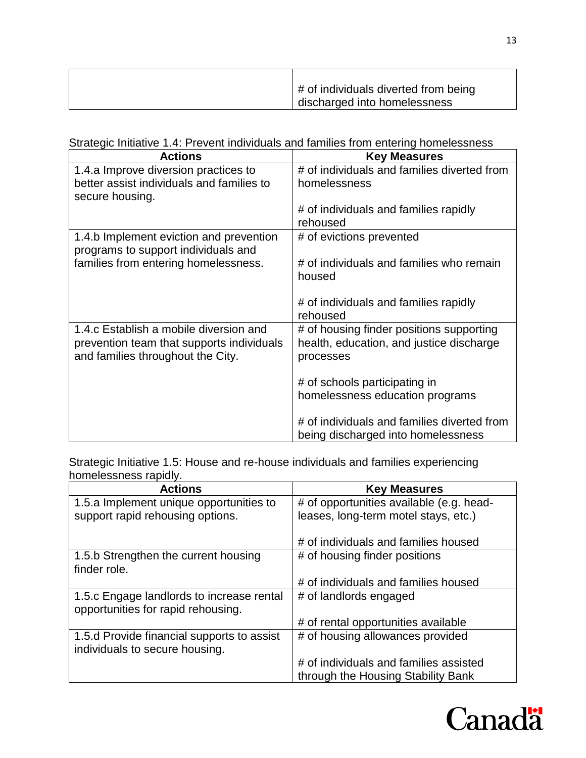| | |
|---|---|
| | # of individuals diverted from being discharged into homelessness |

Strategic Initiative 1.4: Prevent individuals and families from entering homelessness

| Actions | Key Measures |
|---|---|
| 1.4.a Improve diversion practices to better assist individuals and families to secure housing. | # of individuals and families diverted from homelessness<br><br># of individuals and families rapidly rehoused |
| 1.4.b Implement eviction and prevention programs to support individuals and families from entering homelessness. | # of evictions prevented<br><br># of individuals and families who remain housed<br><br># of individuals and families rapidly rehoused |
| 1.4.c Establish a mobile diversion and prevention team that supports individuals and families throughout the City. | # of housing finder positions supporting health, education, and justice discharge processes<br><br># of schools participating in homelessness education programs<br><br># of individuals and families diverted from being discharged into homelessness |

Strategic Initiative 1.5: House and re-house individuals and families experiencing homelessness rapidly.

| Actions | Key Measures |
|---|---|
| 1.5.a Implement unique opportunities to support rapid rehousing options. | # of opportunities available (e.g. head-leases, long-term motel stays, etc.)<br><br># of individuals and families housed |
| 1.5.b Strengthen the current housing finder role. | # of housing finder positions<br><br># of individuals and families housed |
| 1.5.c Engage landlords to increase rental opportunities for rapid rehousing. | # of landlords engaged<br><br># of rental opportunities available |
| 1.5.d Provide financial supports to assist individuals to secure housing. | # of housing allowances provided<br><br># of individuals and families assisted through the Housing Stability Bank |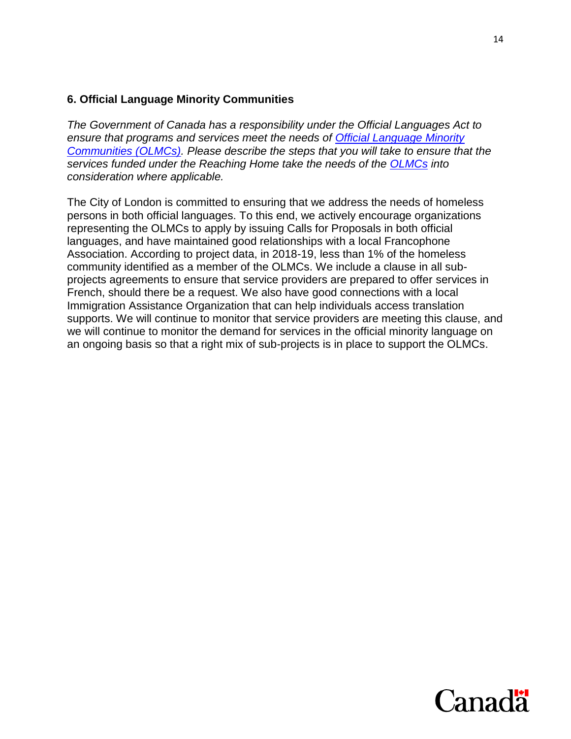### 6. Official Language Minority Communities

*The Government of Canada has a responsibility under the Official Languages Act to ensure that programs and services meet the needs of [Official Language Minority Communities (OLMCs)](). Please describe the steps that you will take to ensure that the services funded under the Reaching Home take the needs of the [OLMCs]() into consideration where applicable.*

The City of London is committed to ensuring that we address the needs of homeless persons in both official languages. To this end, we actively encourage organizations representing the OLMCs to apply by issuing Calls for Proposals in both official languages, and have maintained good relationships with a local Francophone Association. According to project data, in 2018-19, less than 1% of the homeless community identified as a member of the OLMCs. We include a clause in all sub-projects agreements to ensure that service providers are prepared to offer services in French, should there be a request. We also have good connections with a local Immigration Assistance Organization that can help individuals access translation supports. We will continue to monitor that service providers are meeting this clause, and we will continue to monitor the demand for services in the official minority language on an ongoing basis so that a right mix of sub-projects is in place to support the OLMCs.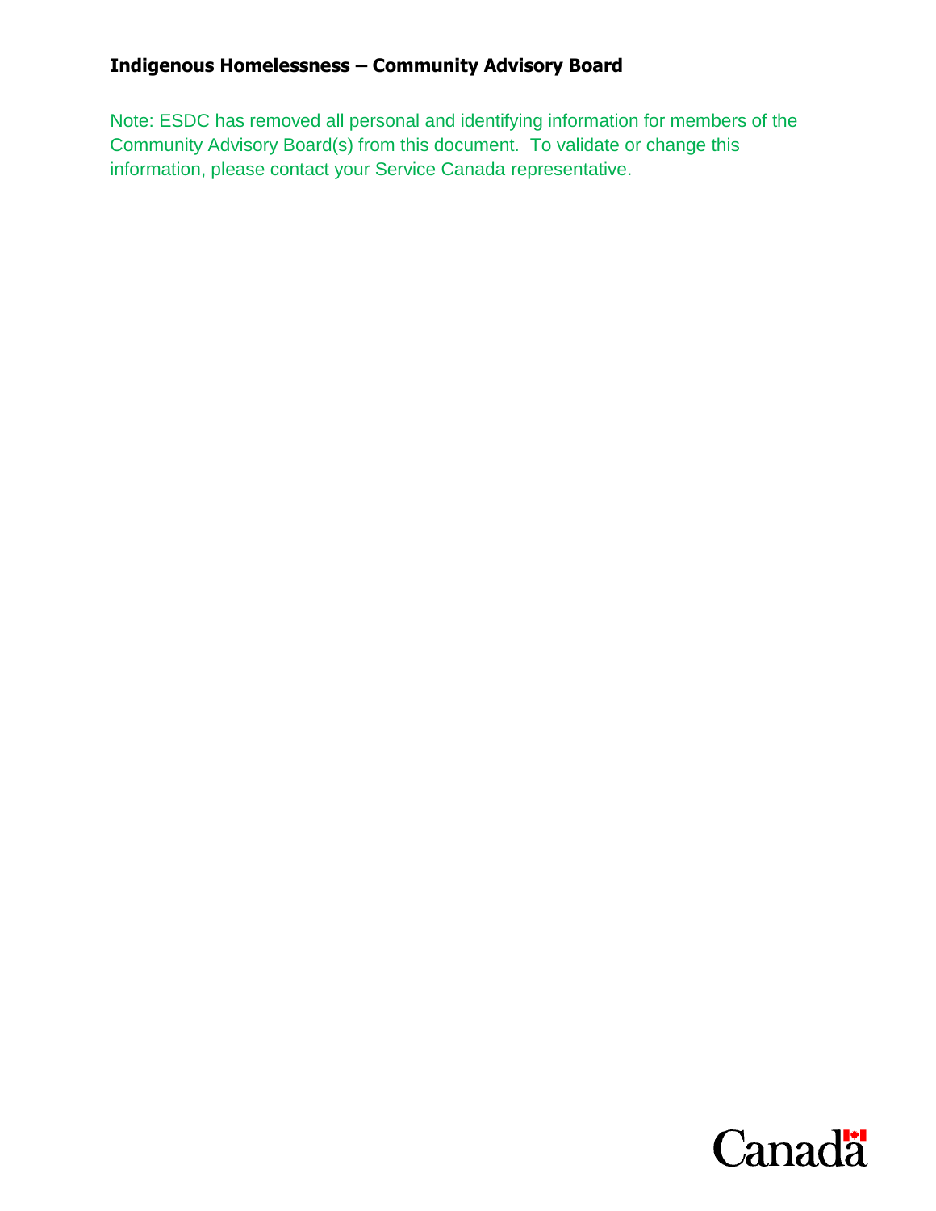**Indigenous Homelessness – Community Advisory Board**

Note: ESDC has removed all personal and identifying information for members of the Community Advisory Board(s) from this document. To validate or change this information, please contact your Service Canada representative.